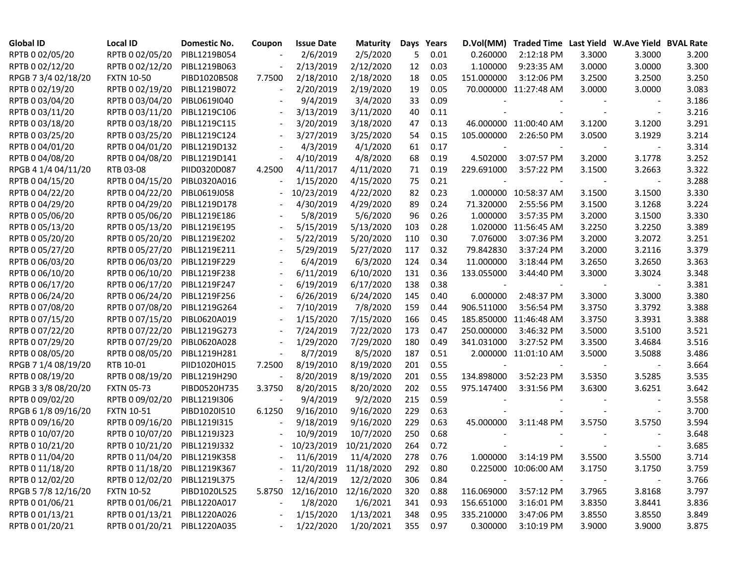| Global ID | Local ID | Domestic No. | Coupon | Issue Date | Maturity | Days | Years | D.Vol(MM) | Traded Time | Last Yield | W.Ave Yield | BVAL Rate |
|---|---|---|---|---|---|---|---|---|---|---|---|---|
| RPTB 0 02/05/20 | RPTB 0 02/05/20 | PIBL1219B054 | - | 2/6/2019 | 2/5/2020 | 5 | 0.01 | 0.260000 | 2:12:18 PM | 3.3000 | 3.3000 | 3.200 |
| RPTB 0 02/12/20 | RPTB 0 02/12/20 | PIBL1219B063 | - | 2/13/2019 | 2/12/2020 | 12 | 0.03 | 1.100000 | 9:23:35 AM | 3.0000 | 3.0000 | 3.300 |
| RPGB 7 3/4 02/18/20 | FXTN 10-50 | PIBD1020B508 | 7.7500 | 2/18/2010 | 2/18/2020 | 18 | 0.05 | 151.000000 | 3:12:06 PM | 3.2500 | 3.2500 | 3.250 |
| RPTB 0 02/19/20 | RPTB 0 02/19/20 | PIBL1219B072 | - | 2/20/2019 | 2/19/2020 | 19 | 0.05 | 70.000000 | 11:27:48 AM | 3.0000 | 3.0000 | 3.083 |
| RPTB 0 03/04/20 | RPTB 0 03/04/20 | PIBL0619I040 | - | 9/4/2019 | 3/4/2020 | 33 | 0.09 | - | - | - | - | 3.186 |
| RPTB 0 03/11/20 | RPTB 0 03/11/20 | PIBL1219C106 | - | 3/13/2019 | 3/11/2020 | 40 | 0.11 | - | - | - | - | 3.216 |
| RPTB 0 03/18/20 | RPTB 0 03/18/20 | PIBL1219C115 | - | 3/20/2019 | 3/18/2020 | 47 | 0.13 | 46.000000 | 11:00:40 AM | 3.1200 | 3.1200 | 3.291 |
| RPTB 0 03/25/20 | RPTB 0 03/25/20 | PIBL1219C124 | - | 3/27/2019 | 3/25/2020 | 54 | 0.15 | 105.000000 | 2:26:50 PM | 3.0500 | 3.1929 | 3.214 |
| RPTB 0 04/01/20 | RPTB 0 04/01/20 | PIBL1219D132 | - | 4/3/2019 | 4/1/2020 | 61 | 0.17 | - | - | - | - | 3.314 |
| RPTB 0 04/08/20 | RPTB 0 04/08/20 | PIBL1219D141 | - | 4/10/2019 | 4/8/2020 | 68 | 0.19 | 4.502000 | 3:07:57 PM | 3.2000 | 3.1778 | 3.252 |
| RPGB 4 1/4 04/11/20 | RTB 03-08 | PIID0320D087 | 4.2500 | 4/11/2017 | 4/11/2020 | 71 | 0.19 | 229.691000 | 3:57:22 PM | 3.1500 | 3.2663 | 3.322 |
| RPTB 0 04/15/20 | RPTB 0 04/15/20 | PIBL0320A016 | - | 1/15/2020 | 4/15/2020 | 75 | 0.21 | - | - | - | - | 3.288 |
| RPTB 0 04/22/20 | RPTB 0 04/22/20 | PIBL0619J058 | - | 10/23/2019 | 4/22/2020 | 82 | 0.23 | 1.000000 | 10:58:37 AM | 3.1500 | 3.1500 | 3.330 |
| RPTB 0 04/29/20 | RPTB 0 04/29/20 | PIBL1219D178 | - | 4/30/2019 | 4/29/2020 | 89 | 0.24 | 71.320000 | 2:55:56 PM | 3.1500 | 3.1268 | 3.224 |
| RPTB 0 05/06/20 | RPTB 0 05/06/20 | PIBL1219E186 | - | 5/8/2019 | 5/6/2020 | 96 | 0.26 | 1.000000 | 3:57:35 PM | 3.2000 | 3.1500 | 3.330 |
| RPTB 0 05/13/20 | RPTB 0 05/13/20 | PIBL1219E195 | - | 5/15/2019 | 5/13/2020 | 103 | 0.28 | 1.020000 | 11:56:45 AM | 3.2250 | 3.2250 | 3.389 |
| RPTB 0 05/20/20 | RPTB 0 05/20/20 | PIBL1219E202 | - | 5/22/2019 | 5/20/2020 | 110 | 0.30 | 7.076000 | 3:07:36 PM | 3.2000 | 3.2072 | 3.251 |
| RPTB 0 05/27/20 | RPTB 0 05/27/20 | PIBL1219E211 | - | 5/29/2019 | 5/27/2020 | 117 | 0.32 | 79.842830 | 3:37:24 PM | 3.2000 | 3.2116 | 3.379 |
| RPTB 0 06/03/20 | RPTB 0 06/03/20 | PIBL1219F229 | - | 6/4/2019 | 6/3/2020 | 124 | 0.34 | 11.000000 | 3:18:44 PM | 3.2650 | 3.2650 | 3.363 |
| RPTB 0 06/10/20 | RPTB 0 06/10/20 | PIBL1219F238 | - | 6/11/2019 | 6/10/2020 | 131 | 0.36 | 133.055000 | 3:44:40 PM | 3.3000 | 3.3024 | 3.348 |
| RPTB 0 06/17/20 | RPTB 0 06/17/20 | PIBL1219F247 | - | 6/19/2019 | 6/17/2020 | 138 | 0.38 | - | - | - | - | 3.381 |
| RPTB 0 06/24/20 | RPTB 0 06/24/20 | PIBL1219F256 | - | 6/26/2019 | 6/24/2020 | 145 | 0.40 | 6.000000 | 2:48:37 PM | 3.3000 | 3.3000 | 3.380 |
| RPTB 0 07/08/20 | RPTB 0 07/08/20 | PIBL1219G264 | - | 7/10/2019 | 7/8/2020 | 159 | 0.44 | 906.511000 | 3:56:54 PM | 3.3750 | 3.3792 | 3.388 |
| RPTB 0 07/15/20 | RPTB 0 07/15/20 | PIBL0620A019 | - | 1/15/2020 | 7/15/2020 | 166 | 0.45 | 185.850000 | 11:46:48 AM | 3.3750 | 3.3931 | 3.388 |
| RPTB 0 07/22/20 | RPTB 0 07/22/20 | PIBL1219G273 | - | 7/24/2019 | 7/22/2020 | 173 | 0.47 | 250.000000 | 3:46:32 PM | 3.5000 | 3.5100 | 3.521 |
| RPTB 0 07/29/20 | RPTB 0 07/29/20 | PIBL0620A028 | - | 1/29/2020 | 7/29/2020 | 180 | 0.49 | 341.031000 | 3:27:52 PM | 3.3500 | 3.4684 | 3.516 |
| RPTB 0 08/05/20 | RPTB 0 08/05/20 | PIBL1219H281 | - | 8/7/2019 | 8/5/2020 | 187 | 0.51 | 2.000000 | 11:01:10 AM | 3.5000 | 3.5088 | 3.486 |
| RPGB 7 1/4 08/19/20 | RTB 10-01 | PIID1020H015 | 7.2500 | 8/19/2010 | 8/19/2020 | 201 | 0.55 | - | - | - | - | 3.664 |
| RPTB 0 08/19/20 | RPTB 0 08/19/20 | PIBL1219H290 | - | 8/20/2019 | 8/19/2020 | 201 | 0.55 | 134.898000 | 3:52:23 PM | 3.5350 | 3.5285 | 3.535 |
| RPGB 3 3/8 08/20/20 | FXTN 05-73 | PIBD0520H735 | 3.3750 | 8/20/2015 | 8/20/2020 | 202 | 0.55 | 975.147400 | 3:31:56 PM | 3.6300 | 3.6251 | 3.642 |
| RPTB 0 09/02/20 | RPTB 0 09/02/20 | PIBL1219I306 | - | 9/4/2019 | 9/2/2020 | 215 | 0.59 | - | - | - | - | 3.558 |
| RPGB 6 1/8 09/16/20 | FXTN 10-51 | PIBD1020I510 | 6.1250 | 9/16/2010 | 9/16/2020 | 229 | 0.63 | - | - | - | - | 3.700 |
| RPTB 0 09/16/20 | RPTB 0 09/16/20 | PIBL1219I315 | - | 9/18/2019 | 9/16/2020 | 229 | 0.63 | 45.000000 | 3:11:48 PM | 3.5750 | 3.5750 | 3.594 |
| RPTB 0 10/07/20 | RPTB 0 10/07/20 | PIBL1219J323 | - | 10/9/2019 | 10/7/2020 | 250 | 0.68 | - | - | - | - | 3.648 |
| RPTB 0 10/21/20 | RPTB 0 10/21/20 | PIBL1219J332 | - | 10/23/2019 | 10/21/2020 | 264 | 0.72 | - | - | - | - | 3.685 |
| RPTB 0 11/04/20 | RPTB 0 11/04/20 | PIBL1219K358 | - | 11/6/2019 | 11/4/2020 | 278 | 0.76 | 1.000000 | 3:14:19 PM | 3.5500 | 3.5500 | 3.714 |
| RPTB 0 11/18/20 | RPTB 0 11/18/20 | PIBL1219K367 | - | 11/20/2019 | 11/18/2020 | 292 | 0.80 | 0.225000 | 10:06:00 AM | 3.1750 | 3.1750 | 3.759 |
| RPTB 0 12/02/20 | RPTB 0 12/02/20 | PIBL1219L375 | - | 12/4/2019 | 12/2/2020 | 306 | 0.84 | - | - | - | - | 3.766 |
| RPGB 5 7/8 12/16/20 | FXTN 10-52 | PIBD1020L525 | 5.8750 | 12/16/2010 | 12/16/2020 | 320 | 0.88 | 116.069000 | 3:57:12 PM | 3.7965 | 3.8168 | 3.797 |
| RPTB 0 01/06/21 | RPTB 0 01/06/21 | PIBL1220A017 | - | 1/8/2020 | 1/6/2021 | 341 | 0.93 | 156.651000 | 3:16:01 PM | 3.8350 | 3.8441 | 3.836 |
| RPTB 0 01/13/21 | RPTB 0 01/13/21 | PIBL1220A026 | - | 1/15/2020 | 1/13/2021 | 348 | 0.95 | 335.210000 | 3:47:06 PM | 3.8550 | 3.8550 | 3.849 |
| RPTB 0 01/20/21 | RPTB 0 01/20/21 | PIBL1220A035 | - | 1/22/2020 | 1/20/2021 | 355 | 0.97 | 0.300000 | 3:10:19 PM | 3.9000 | 3.9000 | 3.875 |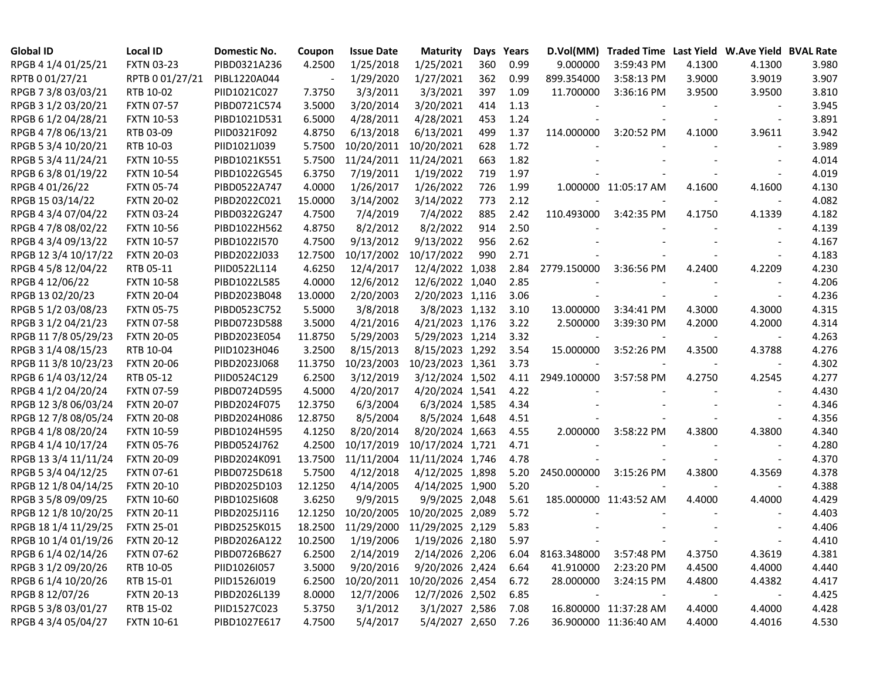| Global ID | Local ID | Domestic No. | Coupon | Issue Date | Maturity | Days | Years | D.Vol(MM) | Traded Time | Last Yield | W.Ave Yield | BVAL Rate |
|---|---|---|---|---|---|---|---|---|---|---|---|---|
| RPGB 4 1/4 01/25/21 | FXTN 03-23 | PIBD0321A236 | 4.2500 | 1/25/2018 | 1/25/2021 | 360 | 0.99 | 9.000000 | 3:59:43 PM | 4.1300 | 4.1300 | 3.980 |
| RPTB 0 01/27/21 | RPTB 0 01/27/21 | PIBL1220A044 | - | 1/29/2020 | 1/27/2021 | 362 | 0.99 | 899.354000 | 3:58:13 PM | 3.9000 | 3.9019 | 3.907 |
| RPGB 7 3/8 03/03/21 | RTB 10-02 | PIID1021C027 | 7.3750 | 3/3/2011 | 3/3/2021 | 397 | 1.09 | 11.700000 | 3:36:16 PM | 3.9500 | 3.9500 | 3.810 |
| RPGB 3 1/2 03/20/21 | FXTN 07-57 | PIBD0721C574 | 3.5000 | 3/20/2014 | 3/20/2021 | 414 | 1.13 | - | - | - | - | 3.945 |
| RPGB 6 1/2 04/28/21 | FXTN 10-53 | PIBD1021D531 | 6.5000 | 4/28/2011 | 4/28/2021 | 453 | 1.24 | - | - | - | - | 3.891 |
| RPGB 4 7/8 06/13/21 | RTB 03-09 | PIID0321F092 | 4.8750 | 6/13/2018 | 6/13/2021 | 499 | 1.37 | 114.000000 | 3:20:52 PM | 4.1000 | 3.9611 | 3.942 |
| RPGB 5 3/4 10/20/21 | RTB 10-03 | PIID1021J039 | 5.7500 | 10/20/2011 | 10/20/2021 | 628 | 1.72 | - | - | - | - | 3.989 |
| RPGB 5 3/4 11/24/21 | FXTN 10-55 | PIBD1021K551 | 5.7500 | 11/24/2011 | 11/24/2021 | 663 | 1.82 | - | - | - | - | 4.014 |
| RPGB 6 3/8 01/19/22 | FXTN 10-54 | PIBD1022G545 | 6.3750 | 7/19/2011 | 1/19/2022 | 719 | 1.97 | - | - | - | - | 4.019 |
| RPGB 4 01/26/22 | FXTN 05-74 | PIBD0522A747 | 4.0000 | 1/26/2017 | 1/26/2022 | 726 | 1.99 | 1.000000 | 11:05:17 AM | 4.1600 | 4.1600 | 4.130 |
| RPGB 15 03/14/22 | FXTN 20-02 | PIBD2022C021 | 15.0000 | 3/14/2002 | 3/14/2022 | 773 | 2.12 | - | - | - | - | 4.082 |
| RPGB 4 3/4 07/04/22 | FXTN 03-24 | PIBD0322G247 | 4.7500 | 7/4/2019 | 7/4/2022 | 885 | 2.42 | 110.493000 | 3:42:35 PM | 4.1750 | 4.1339 | 4.182 |
| RPGB 4 7/8 08/02/22 | FXTN 10-56 | PIBD1022H562 | 4.8750 | 8/2/2012 | 8/2/2022 | 914 | 2.50 | - | - | - | - | 4.139 |
| RPGB 4 3/4 09/13/22 | FXTN 10-57 | PIBD1022I570 | 4.7500 | 9/13/2012 | 9/13/2022 | 956 | 2.62 | - | - | - | - | 4.167 |
| RPGB 12 3/4 10/17/22 | FXTN 20-03 | PIBD2022J033 | 12.7500 | 10/17/2002 | 10/17/2022 | 990 | 2.71 | - | - | - | - | 4.183 |
| RPGB 4 5/8 12/04/22 | RTB 05-11 | PIID0522L114 | 4.6250 | 12/4/2017 | 12/4/2022 | 1,038 | 2.84 | 2779.150000 | 3:36:56 PM | 4.2400 | 4.2209 | 4.230 |
| RPGB 4 12/06/22 | FXTN 10-58 | PIBD1022L585 | 4.0000 | 12/6/2012 | 12/6/2022 | 1,040 | 2.85 | - | - | - | - | 4.206 |
| RPGB 13 02/20/23 | FXTN 20-04 | PIBD2023B048 | 13.0000 | 2/20/2003 | 2/20/2023 | 1,116 | 3.06 | - | - | - | - | 4.236 |
| RPGB 5 1/2 03/08/23 | FXTN 05-75 | PIBD0523C752 | 5.5000 | 3/8/2018 | 3/8/2023 | 1,132 | 3.10 | 13.000000 | 3:34:41 PM | 4.3000 | 4.3000 | 4.315 |
| RPGB 3 1/2 04/21/23 | FXTN 07-58 | PIBD0723D588 | 3.5000 | 4/21/2016 | 4/21/2023 | 1,176 | 3.22 | 2.500000 | 3:39:30 PM | 4.2000 | 4.2000 | 4.314 |
| RPGB 11 7/8 05/29/23 | FXTN 20-05 | PIBD2023E054 | 11.8750 | 5/29/2003 | 5/29/2023 | 1,214 | 3.32 | - | - | - | - | 4.263 |
| RPGB 3 1/4 08/15/23 | RTB 10-04 | PIID1023H046 | 3.2500 | 8/15/2013 | 8/15/2023 | 1,292 | 3.54 | 15.000000 | 3:52:26 PM | 4.3500 | 4.3788 | 4.276 |
| RPGB 11 3/8 10/23/23 | FXTN 20-06 | PIBD2023J068 | 11.3750 | 10/23/2003 | 10/23/2023 | 1,361 | 3.73 | - | - | - | - | 4.302 |
| RPGB 6 1/4 03/12/24 | RTB 05-12 | PIID0524C129 | 6.2500 | 3/12/2019 | 3/12/2024 | 1,502 | 4.11 | 2949.100000 | 3:57:58 PM | 4.2750 | 4.2545 | 4.277 |
| RPGB 4 1/2 04/20/24 | FXTN 07-59 | PIBD0724D595 | 4.5000 | 4/20/2017 | 4/20/2024 | 1,541 | 4.22 | - | - | - | - | 4.430 |
| RPGB 12 3/8 06/03/24 | FXTN 20-07 | PIBD2024F075 | 12.3750 | 6/3/2004 | 6/3/2024 | 1,585 | 4.34 | - | - | - | - | 4.346 |
| RPGB 12 7/8 08/05/24 | FXTN 20-08 | PIBD2024H086 | 12.8750 | 8/5/2004 | 8/5/2024 | 1,648 | 4.51 | - | - | - | - | 4.356 |
| RPGB 4 1/8 08/20/24 | FXTN 10-59 | PIBD1024H595 | 4.1250 | 8/20/2014 | 8/20/2024 | 1,663 | 4.55 | 2.000000 | 3:58:22 PM | 4.3800 | 4.3800 | 4.340 |
| RPGB 4 1/4 10/17/24 | FXTN 05-76 | PIBD0524J762 | 4.2500 | 10/17/2019 | 10/17/2024 | 1,721 | 4.71 | - | - | - | - | 4.280 |
| RPGB 13 3/4 11/11/24 | FXTN 20-09 | PIBD2024K091 | 13.7500 | 11/11/2004 | 11/11/2024 | 1,746 | 4.78 | - | - | - | - | 4.370 |
| RPGB 5 3/4 04/12/25 | FXTN 07-61 | PIBD0725D618 | 5.7500 | 4/12/2018 | 4/12/2025 | 1,898 | 5.20 | 2450.000000 | 3:15:26 PM | 4.3800 | 4.3569 | 4.378 |
| RPGB 12 1/8 04/14/25 | FXTN 20-10 | PIBD2025D103 | 12.1250 | 4/14/2005 | 4/14/2025 | 1,900 | 5.20 | - | - | - | - | 4.388 |
| RPGB 3 5/8 09/09/25 | FXTN 10-60 | PIBD1025I608 | 3.6250 | 9/9/2015 | 9/9/2025 | 2,048 | 5.61 | 185.000000 | 11:43:52 AM | 4.4000 | 4.4000 | 4.429 |
| RPGB 12 1/8 10/20/25 | FXTN 20-11 | PIBD2025J116 | 12.1250 | 10/20/2005 | 10/20/2025 | 2,089 | 5.72 | - | - | - | - | 4.403 |
| RPGB 18 1/4 11/29/25 | FXTN 25-01 | PIBD2525K015 | 18.2500 | 11/29/2000 | 11/29/2025 | 2,129 | 5.83 | - | - | - | - | 4.406 |
| RPGB 10 1/4 01/19/26 | FXTN 20-12 | PIBD2026A122 | 10.2500 | 1/19/2006 | 1/19/2026 | 2,180 | 5.97 | - | - | - | - | 4.410 |
| RPGB 6 1/4 02/14/26 | FXTN 07-62 | PIBD0726B627 | 6.2500 | 2/14/2019 | 2/14/2026 | 2,206 | 6.04 | 8163.348000 | 3:57:48 PM | 4.3750 | 4.3619 | 4.381 |
| RPGB 3 1/2 09/20/26 | RTB 10-05 | PIID1026I057 | 3.5000 | 9/20/2016 | 9/20/2026 | 2,424 | 6.64 | 41.910000 | 2:23:20 PM | 4.4500 | 4.4000 | 4.440 |
| RPGB 6 1/4 10/20/26 | RTB 15-01 | PIID1526J019 | 6.2500 | 10/20/2011 | 10/20/2026 | 2,454 | 6.72 | 28.000000 | 3:24:15 PM | 4.4800 | 4.4382 | 4.417 |
| RPGB 8 12/07/26 | FXTN 20-13 | PIBD2026L139 | 8.0000 | 12/7/2006 | 12/7/2026 | 2,502 | 6.85 | - | - | - | - | 4.425 |
| RPGB 5 3/8 03/01/27 | RTB 15-02 | PIID1527C023 | 5.3750 | 3/1/2012 | 3/1/2027 | 2,586 | 7.08 | 16.800000 | 11:37:28 AM | 4.4000 | 4.4000 | 4.428 |
| RPGB 4 3/4 05/04/27 | FXTN 10-61 | PIBD1027E617 | 4.7500 | 5/4/2017 | 5/4/2027 | 2,650 | 7.26 | 36.900000 | 11:36:40 AM | 4.4000 | 4.4016 | 4.530 |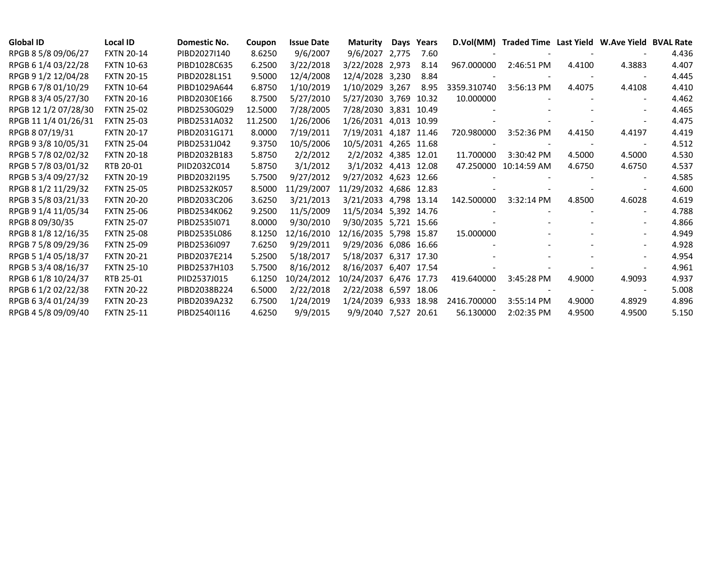| Global ID | Local ID | Domestic No. | Coupon | Issue Date | Maturity | Days | Years | D.Vol(MM) | Traded Time | Last Yield | W.Ave Yield | BVAL Rate |
|---|---|---|---|---|---|---|---|---|---|---|---|---|
| RPGB 8 5/8 09/06/27 | FXTN 20-14 | PIBD2027I140 | 8.6250 | 9/6/2007 | 9/6/2027 | 2,775 | 7.60 | - | - | - | - | 4.436 |
| RPGB 6 1/4 03/22/28 | FXTN 10-63 | PIBD1028C635 | 6.2500 | 3/22/2018 | 3/22/2028 | 2,973 | 8.14 | 967.000000 | 2:46:51 PM | 4.4100 | 4.3883 | 4.407 |
| RPGB 9 1/2 12/04/28 | FXTN 20-15 | PIBD2028L151 | 9.5000 | 12/4/2008 | 12/4/2028 | 3,230 | 8.84 | - | - | - | - | 4.445 |
| RPGB 6 7/8 01/10/29 | FXTN 10-64 | PIBD1029A644 | 6.8750 | 1/10/2019 | 1/10/2029 | 3,267 | 8.95 | 3359.310740 | 3:56:13 PM | 4.4075 | 4.4108 | 4.410 |
| RPGB 8 3/4 05/27/30 | FXTN 20-16 | PIBD2030E166 | 8.7500 | 5/27/2010 | 5/27/2030 | 3,769 | 10.32 | 10.000000 | - | - | - | 4.462 |
| RPGB 12 1/2 07/28/30 | FXTN 25-02 | PIBD2530G029 | 12.5000 | 7/28/2005 | 7/28/2030 | 3,831 | 10.49 | - | - | - | - | 4.465 |
| RPGB 11 1/4 01/26/31 | FXTN 25-03 | PIBD2531A032 | 11.2500 | 1/26/2006 | 1/26/2031 | 4,013 | 10.99 | - | - | - | - | 4.475 |
| RPGB 8 07/19/31 | FXTN 20-17 | PIBD2031G171 | 8.0000 | 7/19/2011 | 7/19/2031 | 4,187 | 11.46 | 720.980000 | 3:52:36 PM | 4.4150 | 4.4197 | 4.419 |
| RPGB 9 3/8 10/05/31 | FXTN 25-04 | PIBD2531J042 | 9.3750 | 10/5/2006 | 10/5/2031 | 4,265 | 11.68 | - | - | - | - | 4.512 |
| RPGB 5 7/8 02/02/32 | FXTN 20-18 | PIBD2032B183 | 5.8750 | 2/2/2012 | 2/2/2032 | 4,385 | 12.01 | 11.700000 | 3:30:42 PM | 4.5000 | 4.5000 | 4.530 |
| RPGB 5 7/8 03/01/32 | RTB 20-01 | PIID2032C014 | 5.8750 | 3/1/2012 | 3/1/2032 | 4,413 | 12.08 | 47.250000 | 10:14:59 AM | 4.6750 | 4.6750 | 4.537 |
| RPGB 5 3/4 09/27/32 | FXTN 20-19 | PIBD2032I195 | 5.7500 | 9/27/2012 | 9/27/2032 | 4,623 | 12.66 | - | - | - | - | 4.585 |
| RPGB 8 1/2 11/29/32 | FXTN 25-05 | PIBD2532K057 | 8.5000 | 11/29/2007 | 11/29/2032 | 4,686 | 12.83 | - | - | - | - | 4.600 |
| RPGB 3 5/8 03/21/33 | FXTN 20-20 | PIBD2033C206 | 3.6250 | 3/21/2013 | 3/21/2033 | 4,798 | 13.14 | 142.500000 | 3:32:14 PM | 4.8500 | 4.6028 | 4.619 |
| RPGB 9 1/4 11/05/34 | FXTN 25-06 | PIBD2534K062 | 9.2500 | 11/5/2009 | 11/5/2034 | 5,392 | 14.76 | - | - | - | - | 4.788 |
| RPGB 8 09/30/35 | FXTN 25-07 | PIBD2535I071 | 8.0000 | 9/30/2010 | 9/30/2035 | 5,721 | 15.66 | - | - | - | - | 4.866 |
| RPGB 8 1/8 12/16/35 | FXTN 25-08 | PIBD2535L086 | 8.1250 | 12/16/2010 | 12/16/2035 | 5,798 | 15.87 | 15.000000 | - | - | - | 4.949 |
| RPGB 7 5/8 09/29/36 | FXTN 25-09 | PIBD2536I097 | 7.6250 | 9/29/2011 | 9/29/2036 | 6,086 | 16.66 | - | - | - | - | 4.928 |
| RPGB 5 1/4 05/18/37 | FXTN 20-21 | PIBD2037E214 | 5.2500 | 5/18/2017 | 5/18/2037 | 6,317 | 17.30 | - | - | - | - | 4.954 |
| RPGB 5 3/4 08/16/37 | FXTN 25-10 | PIBD2537H103 | 5.7500 | 8/16/2012 | 8/16/2037 | 6,407 | 17.54 | - | - | - | - | 4.961 |
| RPGB 6 1/8 10/24/37 | RTB 25-01 | PIID2537J015 | 6.1250 | 10/24/2012 | 10/24/2037 | 6,476 | 17.73 | 419.640000 | 3:45:28 PM | 4.9000 | 4.9093 | 4.937 |
| RPGB 6 1/2 02/22/38 | FXTN 20-22 | PIBD2038B224 | 6.5000 | 2/22/2018 | 2/22/2038 | 6,597 | 18.06 | - | - | - | - | 5.008 |
| RPGB 6 3/4 01/24/39 | FXTN 20-23 | PIBD2039A232 | 6.7500 | 1/24/2019 | 1/24/2039 | 6,933 | 18.98 | 2416.700000 | 3:55:14 PM | 4.9000 | 4.8929 | 4.896 |
| RPGB 4 5/8 09/09/40 | FXTN 25-11 | PIBD2540I116 | 4.6250 | 9/9/2015 | 9/9/2040 | 7,527 | 20.61 | 56.130000 | 2:02:35 PM | 4.9500 | 4.9500 | 5.150 |